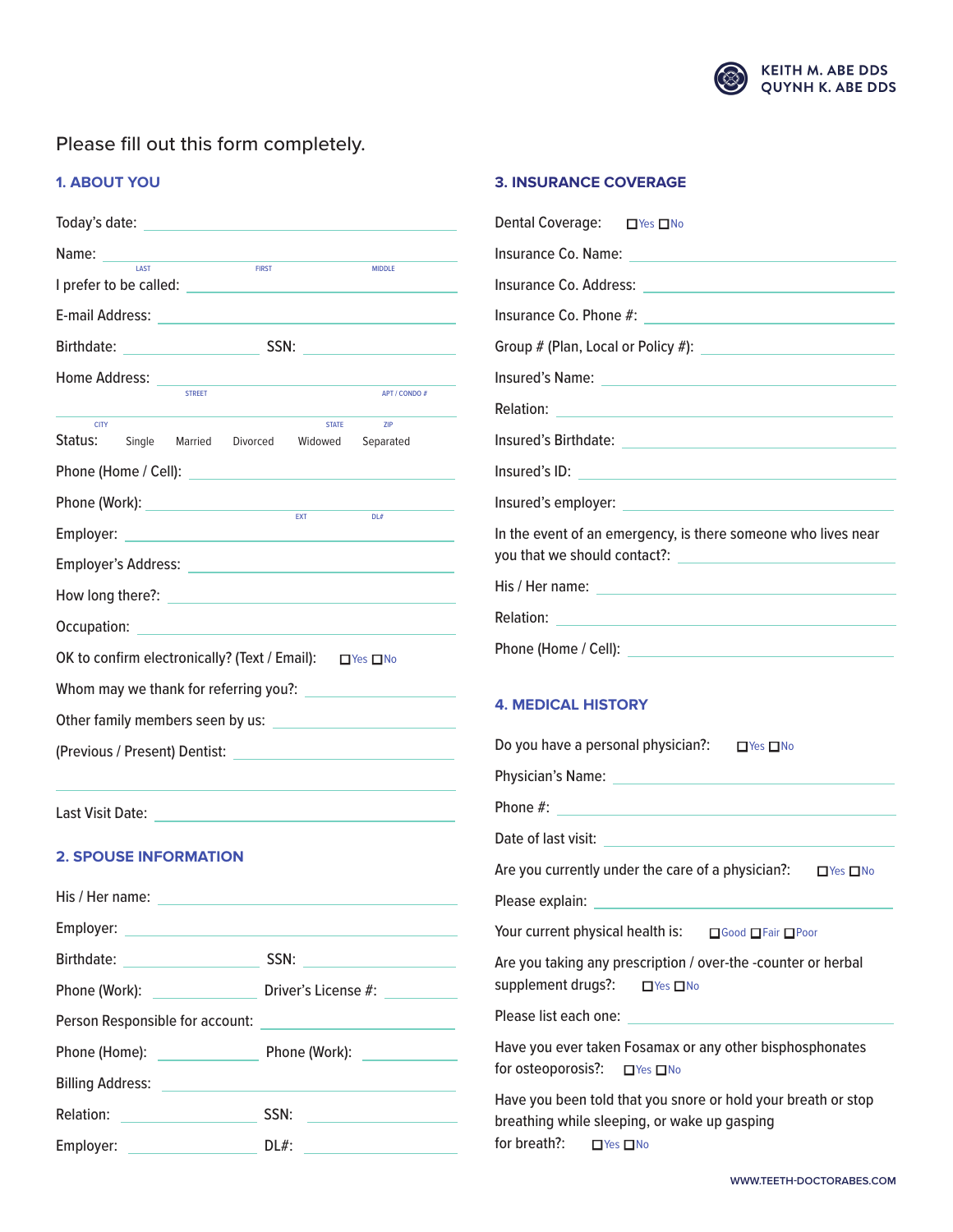KEITH M. ABE DDS
QUYNH K. ABE DDS

Please fill out this form completely.

## 1. ABOUT YOU

Today's date: ______________________

Name: ______________________
LAST FIRST MIDDLE

I prefer to be called: ______________________

E-mail Address: ______________________

Birthdate: ____________ SSN: ____________

Home Address: ______________________
STREET APT / CONDO #

______________________
CITY STATE ZIP

Status: Single Married Divorced Widowed Separated

Phone (Home / Cell): ______________________

Phone (Work): ______________________
EXT DL#

Employer: ______________________

Employer's Address: ______________________

How long there?: ______________________

Occupation: ______________________

OK to confirm electronically? (Text / Email): ☐Yes ☐No

Whom may we thank for referring you?: ______________________

Other family members seen by us: ______________________

(Previous / Present) Dentist: ______________________

______________________

Last Visit Date: ______________________

## 2. SPOUSE INFORMATION

His / Her name: ______________________

Employer: ______________________

Birthdate: ____________ SSN: ____________

Phone (Work): ____________ Driver's License #: ____________

Person Responsible for account: ______________________

Phone (Home): ____________ Phone (Work): ____________

Billing Address: ______________________

Relation: ____________ SSN: ____________

Employer: ____________ DL#: ____________

## 3. INSURANCE COVERAGE

Dental Coverage: ☐Yes ☐No

Insurance Co. Name: ______________________

Insurance Co. Address: ______________________

Insurance Co. Phone #: ______________________

Group # (Plan, Local or Policy #): ______________________

Insured's Name: ______________________

Relation: ______________________

Insured's Birthdate: ______________________

Insured's ID: ______________________

Insured's employer: ______________________

In the event of an emergency, is there someone who lives near you that we should contact?: ______________________

His / Her name: ______________________

Relation: ______________________

Phone (Home / Cell): ______________________

## 4. MEDICAL HISTORY

Do you have a personal physician?: ☐Yes ☐No

Physician's Name: ______________________

Phone #: ______________________

Date of last visit: ______________________

Are you currently under the care of a physician?: ☐Yes ☐No

Please explain: ______________________

Your current physical health is: ☐Good ☐Fair ☐Poor

Are you taking any prescription / over-the -counter or herbal supplement drugs?: ☐Yes ☐No

Please list each one: ______________________

Have you ever taken Fosamax or any other bisphosphonates for osteoporosis?: ☐Yes ☐No

Have you been told that you snore or hold your breath or stop breathing while sleeping, or wake up gasping for breath?: ☐Yes ☐No

WWW.TEETH-DOCTORABES.COM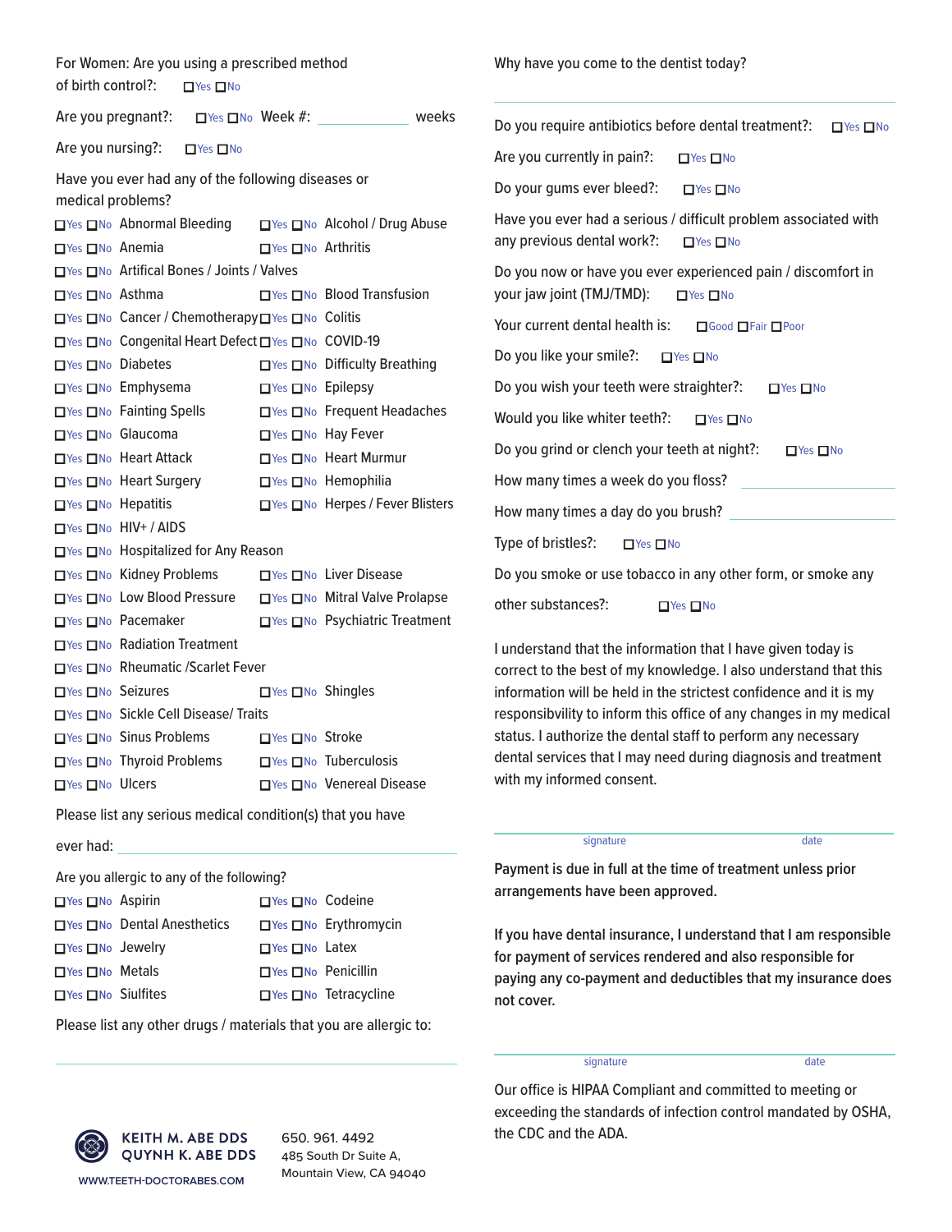For Women: Are you using a prescribed method of birth control?: ☐ Yes ☐ No

Are you pregnant?: ☐ Yes ☐ No Week #: ____________ weeks

Are you nursing?: ☐ Yes ☐ No

Have you ever had any of the following diseases or medical problems?

| | |
|---|---|
| ☐ Yes ☐ No Abnormal Bleeding | ☐ Yes ☐ No Alcohol / Drug Abuse |
| ☐ Yes ☐ No Anemia | ☐ Yes ☐ No Arthritis |
| ☐ Yes ☐ No Artifical Bones / Joints / Valves | |
| ☐ Yes ☐ No Asthma | ☐ Yes ☐ No Blood Transfusion |
| ☐ Yes ☐ No Cancer / Chemotherapy | ☐ Yes ☐ No Colitis |
| ☐ Yes ☐ No Congenital Heart Defect | ☐ Yes ☐ No COVID-19 |
| ☐ Yes ☐ No Diabetes | ☐ Yes ☐ No Difficulty Breathing |
| ☐ Yes ☐ No Emphysema | ☐ Yes ☐ No Epilepsy |
| ☐ Yes ☐ No Fainting Spells | ☐ Yes ☐ No Frequent Headaches |
| ☐ Yes ☐ No Glaucoma | ☐ Yes ☐ No Hay Fever |
| ☐ Yes ☐ No Heart Attack | ☐ Yes ☐ No Heart Murmur |
| ☐ Yes ☐ No Heart Surgery | ☐ Yes ☐ No Hemophilia |
| ☐ Yes ☐ No Hepatitis | ☐ Yes ☐ No Herpes / Fever Blisters |
| ☐ Yes ☐ No HIV+ / AIDS | |
| ☐ Yes ☐ No Hospitalized for Any Reason | |
| ☐ Yes ☐ No Kidney Problems | ☐ Yes ☐ No Liver Disease |
| ☐ Yes ☐ No Low Blood Pressure | ☐ Yes ☐ No Mitral Valve Prolapse |
| ☐ Yes ☐ No Pacemaker | ☐ Yes ☐ No Psychiatric Treatment |
| ☐ Yes ☐ No Radiation Treatment | |
| ☐ Yes ☐ No Rheumatic /Scarlet Fever | |
| ☐ Yes ☐ No Seizures | ☐ Yes ☐ No Shingles |
| ☐ Yes ☐ No Sickle Cell Disease/ Traits | |
| ☐ Yes ☐ No Sinus Problems | ☐ Yes ☐ No Stroke |
| ☐ Yes ☐ No Thyroid Problems | ☐ Yes ☐ No Tuberculosis |
| ☐ Yes ☐ No Ulcers | ☐ Yes ☐ No Venereal Disease |

Please list any serious medical condition(s) that you have ever had: ______________________________

Are you allergic to any of the following?

| | |
|---|---|
| ☐ Yes ☐ No Aspirin | ☐ Yes ☐ No Codeine |
| ☐ Yes ☐ No Dental Anesthetics | ☐ Yes ☐ No Erythromycin |
| ☐ Yes ☐ No Jewelry | ☐ Yes ☐ No Latex |
| ☐ Yes ☐ No Metals | ☐ Yes ☐ No Penicillin |
| ☐ Yes ☐ No Sulfites | ☐ Yes ☐ No Tetracycline |

Please list any other drugs / materials that you are allergic to:

______________________________

Why have you come to the dentist today?

______________________________

Do you require antibiotics before dental treatment?: ☐ Yes ☐ No

Are you currently in pain?: ☐ Yes ☐ No

Do your gums ever bleed?: ☐ Yes ☐ No

Have you ever had a serious / difficult problem associated with any previous dental work?: ☐ Yes ☐ No

Do you now or have you ever experienced pain / discomfort in your jaw joint (TMJ/TMD): ☐ Yes ☐ No

Your current dental health is: ☐ Good ☐ Fair ☐ Poor

Do you like your smile?: ☐ Yes ☐ No

Do you wish your teeth were straighter?: ☐ Yes ☐ No

Would you like whiter teeth?: ☐ Yes ☐ No

Do you grind or clench your teeth at night?: ☐ Yes ☐ No

How many times a week do you floss? ____________

How many times a day do you brush? ____________

Type of bristles?: ☐ Yes ☐ No

Do you smoke or use tobacco in any other form, or smoke any other substances?: ☐ Yes ☐ No

I understand that the information that I have given today is correct to the best of my knowledge. I also understand that this information will be held in the strictest confidence and it is my responsibvility to inform this office of any changes in my medical status. I authorize the dental staff to perform any necessary dental services that I may need during diagnosis and treatment with my informed consent.

______________________________ ____________
signature date

**Payment is due in full at the time of treatment unless prior arrangements have been approved.**

**If you have dental insurance, I understand that I am responsible for payment of services rendered and also responsible for paying any co-payment and deductibles that my insurance does not cover.**

______________________________ ____________
signature date

Our office is HIPAA Compliant and committed to meeting or exceeding the standards of infection control mandated by OSHA, the CDC and the ADA.

**KEITH M. ABE DDS**
**QUYNH K. ABE DDS**
WWW.TEETH-DOCTORABES.COM

650. 961. 4492
485 South Dr Suite A,
Mountain View, CA 94040